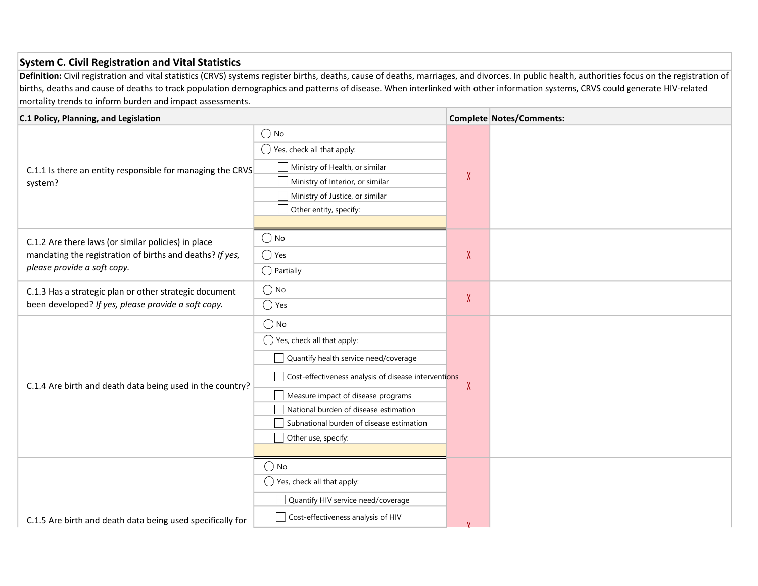## System C. Civil Registration and Vital Statistics

**Definition:** Civil registration and vital statistics (CRVS) systems register births, deaths, cause of deaths, marriages, and divorces. In public health, authorities focus on the registration of births, deaths and cause of deaths to track population demographics and patterns of disease. When interlinked with other information systems, CRVS could generate HIV-related mortality trends to inform burden and impact assessments.

| C.1 Policy, Planning, and Legislation | | Complete | Notes/Comments: |
|---|---|---|---|
| C.1.1 Is there an entity responsible for managing the CRVS system? | ◯ No<br>◯ Yes, check all that apply:<br>☐ Ministry of Health, or similar<br>☐ Ministry of Interior, or similar<br>☐ Ministry of Justice, or similar<br>☐ Other entity, specify: | X | |
| C.1.2 Are there laws (or similar policies) in place mandating the registration of births and deaths? *If yes, please provide a soft copy.* | ◯ No<br>◯ Yes<br>◯ Partially | X | |
| C.1.3 Has a strategic plan or other strategic document been developed? *If yes, please provide a soft copy.* | ◯ No<br>◯ Yes | X | |
| C.1.4 Are birth and death data being used in the country? | ◯ No<br>◯ Yes, check all that apply:<br>☐ Quantify health service need/coverage<br>☐ Cost-effectiveness analysis of disease interventions<br>☐ Measure impact of disease programs<br>☐ National burden of disease estimation<br>☐ Subnational burden of disease estimation<br>☐ Other use, specify: | X | |
| C.1.5 Are birth and death data being used specifically for | ◯ No<br>◯ Yes, check all that apply:<br>☐ Quantify HIV service need/coverage<br>☐ Cost-effectiveness analysis of HIV | X | |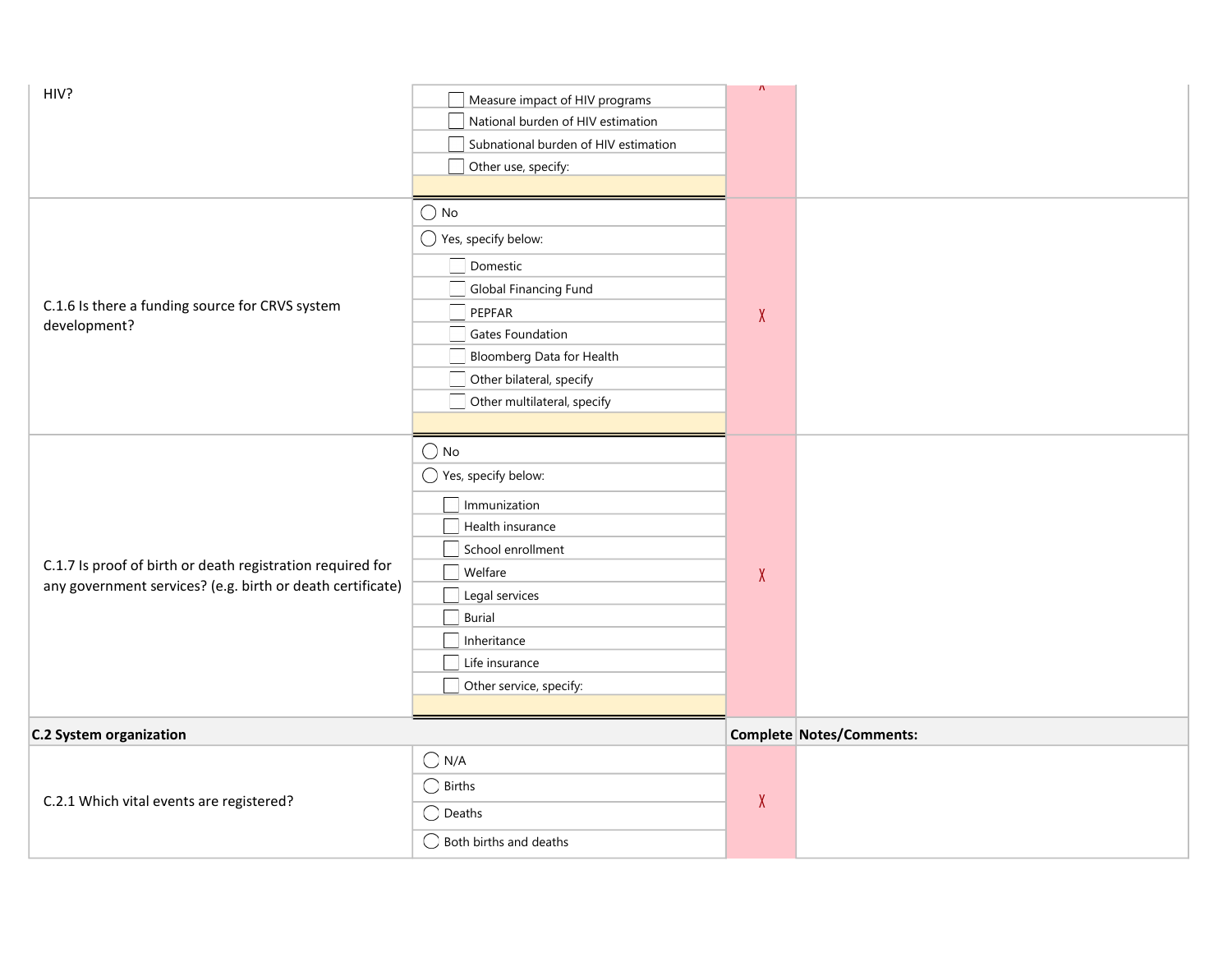| | | | |
|---|---|---|---|
| HIV? | ☐ Measure impact of HIV programs<br>☐ National burden of HIV estimation<br>☐ Subnational burden of HIV estimation<br>☐ Other use, specify: | X | |
| C.1.6 Is there a funding source for CRVS system development? | ◯ No<br>◯ Yes, specify below:<br>☐ Domestic<br>☐ Global Financing Fund<br>☐ PEPFAR<br>☐ Gates Foundation<br>☐ Bloomberg Data for Health<br>☐ Other bilateral, specify<br>☐ Other multilateral, specify | X | |
| C.1.7 Is proof of birth or death registration required for any government services? (e.g. birth or death certificate) | ◯ No<br>◯ Yes, specify below:<br>☐ Immunization<br>☐ Health insurance<br>☐ School enrollment<br>☐ Welfare<br>☐ Legal services<br>☐ Burial<br>☐ Inheritance<br>☐ Life insurance<br>☐ Other service, specify: | X | |
| **C.2 System organization** | | **Complete** | **Notes/Comments:** |
| C.2.1 Which vital events are registered? | ◯ N/A<br>◯ Births<br>◯ Deaths<br>◯ Both births and deaths | X | |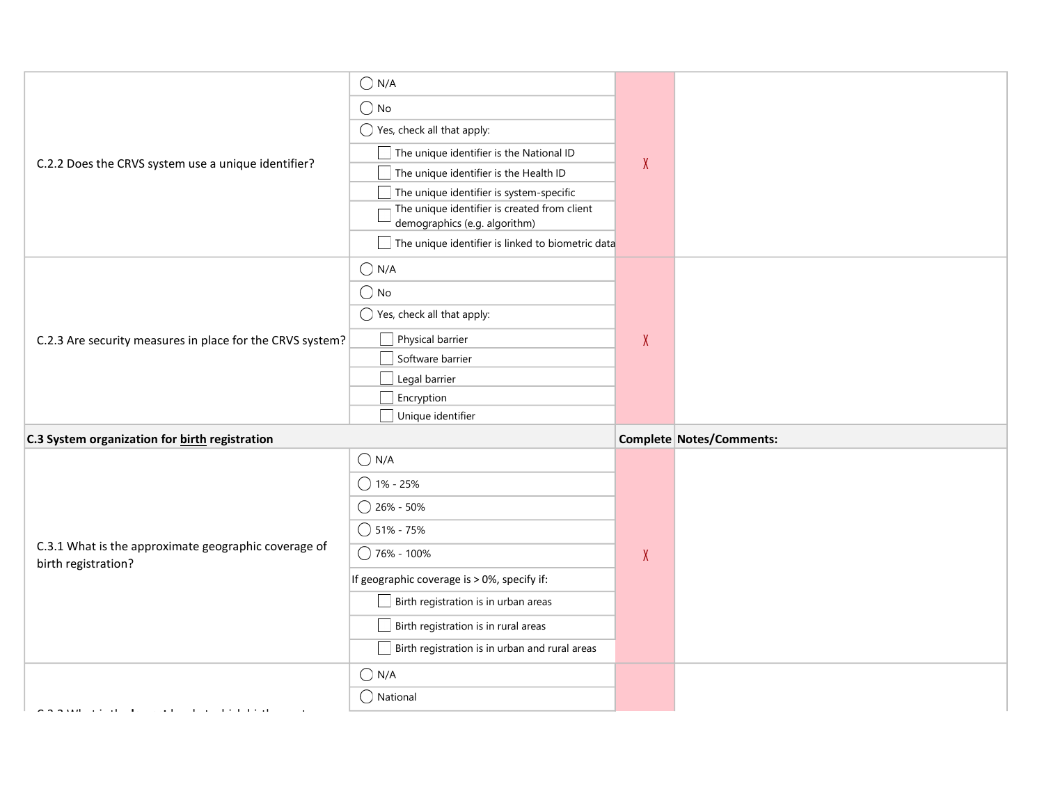| | | | |
|---|---|---|---|
| C.2.2 Does the CRVS system use a unique identifier? | ◯ N/A<br>◯ No<br>◯ Yes, check all that apply:<br>☐ The unique identifier is the National ID<br>☐ The unique identifier is the Health ID<br>☐ The unique identifier is system-specific<br>☐ The unique identifier is created from client demographics (e.g. algorithm)<br>☐ The unique identifier is linked to biometric data | X | |
| C.2.3 Are security measures in place for the CRVS system? | ◯ N/A<br>◯ No<br>◯ Yes, check all that apply:<br>☐ Physical barrier<br>☐ Software barrier<br>☐ Legal barrier<br>☐ Encryption<br>☐ Unique identifier | X | |

| **C.3 System organization for birth registration** | | **Complete** | **Notes/Comments:** |
|---|---|---|---|
| C.3.1 What is the approximate geographic coverage of birth registration? | ◯ N/A<br>◯ 1% - 25%<br>◯ 26% - 50%<br>◯ 51% - 75%<br>◯ 76% - 100%<br>If geographic coverage is > 0%, specify if:<br>☐ Birth registration is in urban areas<br>☐ Birth registration is in rural areas<br>☐ Birth registration is in urban and rural areas | X | |
| | ◯ N/A<br>◯ National | | |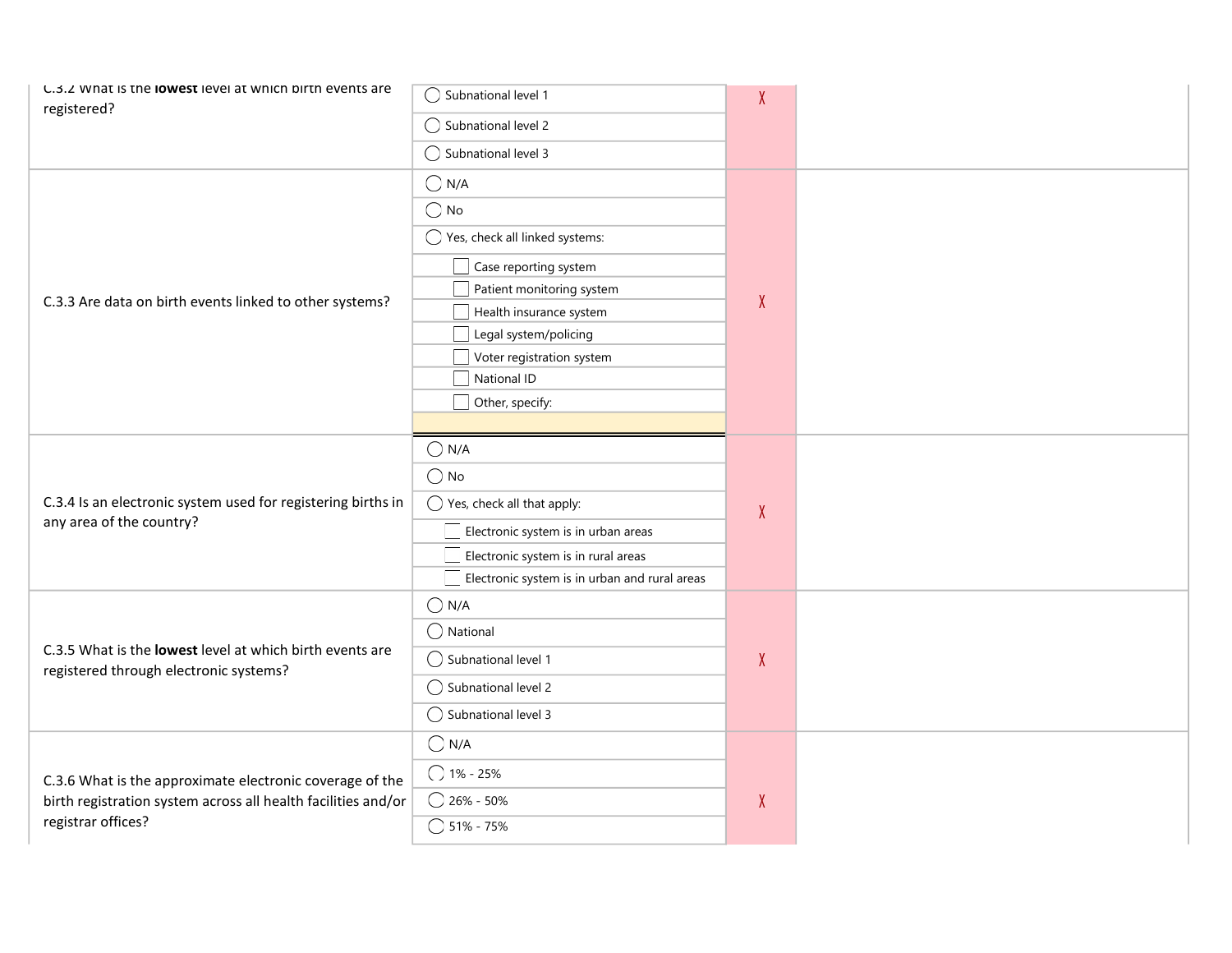| Question | Response | | |
|---|---|---|---|
| C.3.2 What is the **lowest** level at which birth events are registered? | ◯ Subnational level 1<br>◯ Subnational level 2<br>◯ Subnational level 3 | X | |
| C.3.3 Are data on birth events linked to other systems? | ◯ N/A<br>◯ No<br>◯ Yes, check all linked systems:<br>☐ Case reporting system<br>☐ Patient monitoring system<br>☐ Health insurance system<br>☐ Legal system/policing<br>☐ Voter registration system<br>☐ National ID<br>☐ Other, specify: | X | |
| C.3.4 Is an electronic system used for registering births in any area of the country? | ◯ N/A<br>◯ No<br>◯ Yes, check all that apply:<br>☐ Electronic system is in urban areas<br>☐ Electronic system is in rural areas<br>☐ Electronic system is in urban and rural areas | X | |
| C.3.5 What is the **lowest** level at which birth events are registered through electronic systems? | ◯ N/A<br>◯ National<br>◯ Subnational level 1<br>◯ Subnational level 2<br>◯ Subnational level 3 | X | |
| C.3.6 What is the approximate electronic coverage of the birth registration system across all health facilities and/or registrar offices? | ◯ N/A<br>◯ 1% - 25%<br>◯ 26% - 50%<br>◯ 51% - 75% | X | |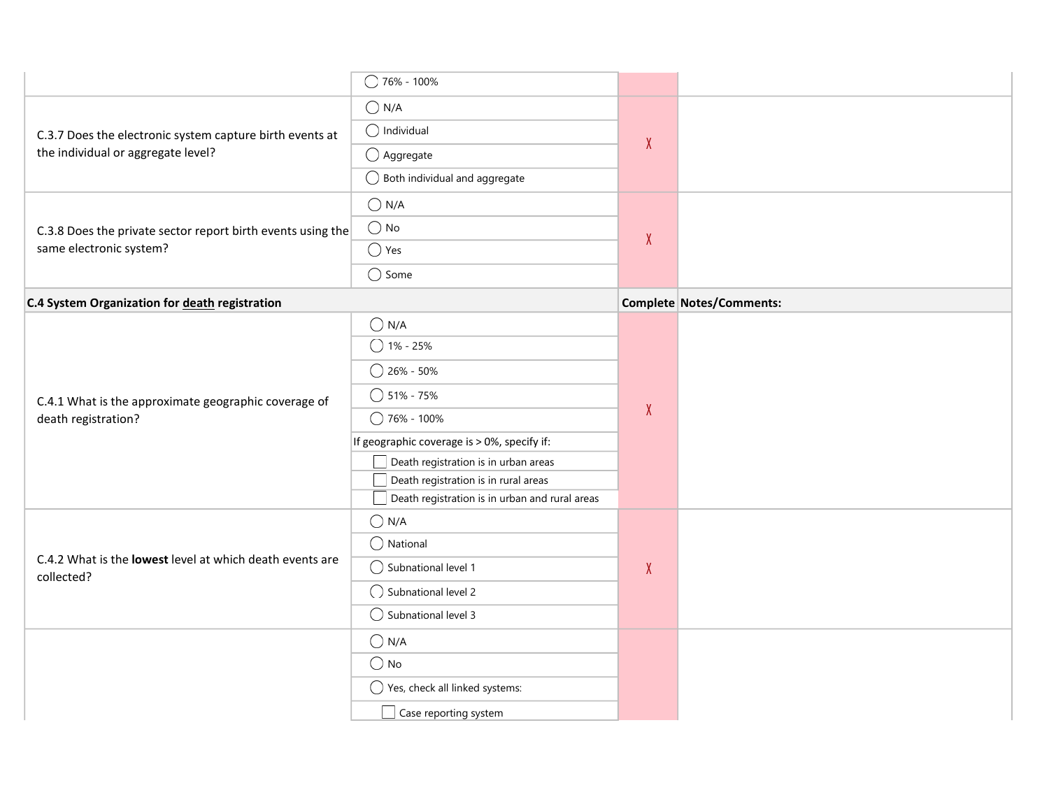| | | | |
|---|---|---|---|
| | ◯ 76% - 100% | | |
| C.3.7 Does the electronic system capture birth events at the individual or aggregate level? | ◯ N/A<br>◯ Individual<br>◯ Aggregate<br>◯ Both individual and aggregate | X | |
| C.3.8 Does the private sector report birth events using the same electronic system? | ◯ N/A<br>◯ No<br>◯ Yes<br>◯ Some | X | |

| **C.4 System Organization for <u>death</u> registration** | | **Complete** | **Notes/Comments:** |
|---|---|---|---|
| C.4.1 What is the approximate geographic coverage of death registration? | ◯ N/A<br>◯ 1% - 25%<br>◯ 26% - 50%<br>◯ 51% - 75%<br>◯ 76% - 100%<br>If geographic coverage is > 0%, specify if:<br>☐ Death registration is in urban areas<br>☐ Death registration is in rural areas<br>☐ Death registration is in urban and rural areas | X | |
| C.4.2 What is the **lowest** level at which death events are collected? | ◯ N/A<br>◯ National<br>◯ Subnational level 1<br>◯ Subnational level 2<br>◯ Subnational level 3 | X | |
| | ◯ N/A<br>◯ No<br>◯ Yes, check all linked systems:<br>☐ Case reporting system | | |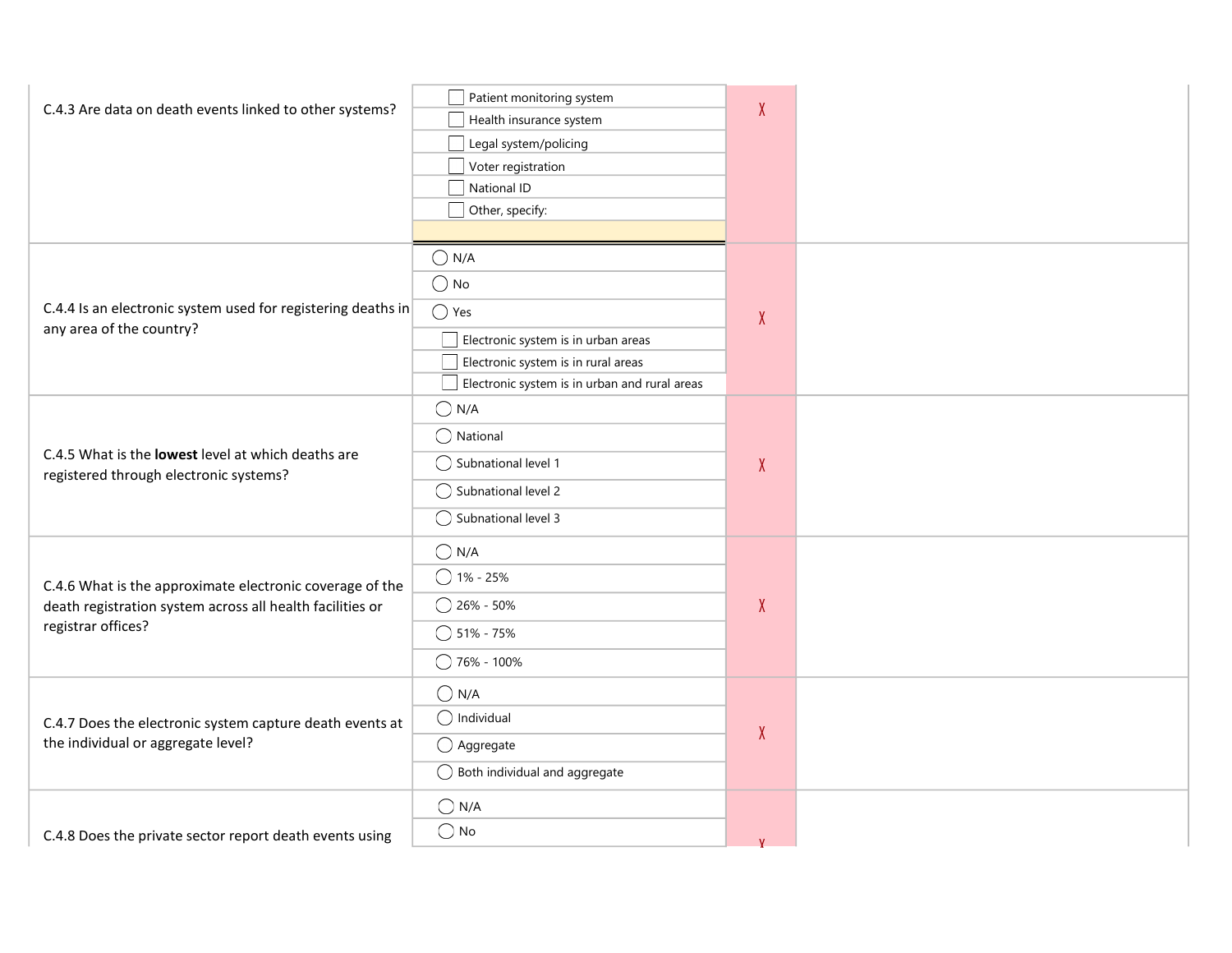| Question | Options | | |
|---|---|---|---|
| C.4.3 Are data on death events linked to other systems? | ☐ Patient monitoring system<br>☐ Health insurance system<br>☐ Legal system/policing<br>☐ Voter registration<br>☐ National ID<br>☐ Other, specify: | X | |
| C.4.4 Is an electronic system used for registering deaths in any area of the country? | ◯ N/A<br>◯ No<br>◯ Yes<br>☐ Electronic system is in urban areas<br>☐ Electronic system is in rural areas<br>☐ Electronic system is in urban and rural areas | X | |
| C.4.5 What is the **lowest** level at which deaths are registered through electronic systems? | ◯ N/A<br>◯ National<br>◯ Subnational level 1<br>◯ Subnational level 2<br>◯ Subnational level 3 | X | |
| C.4.6 What is the approximate electronic coverage of the death registration system across all health facilities or registrar offices? | ◯ N/A<br>◯ 1% - 25%<br>◯ 26% - 50%<br>◯ 51% - 75%<br>◯ 76% - 100% | X | |
| C.4.7 Does the electronic system capture death events at the individual or aggregate level? | ◯ N/A<br>◯ Individual<br>◯ Aggregate<br>◯ Both individual and aggregate | X | |
| C.4.8 Does the private sector report death events using | ◯ N/A<br>◯ No | X | |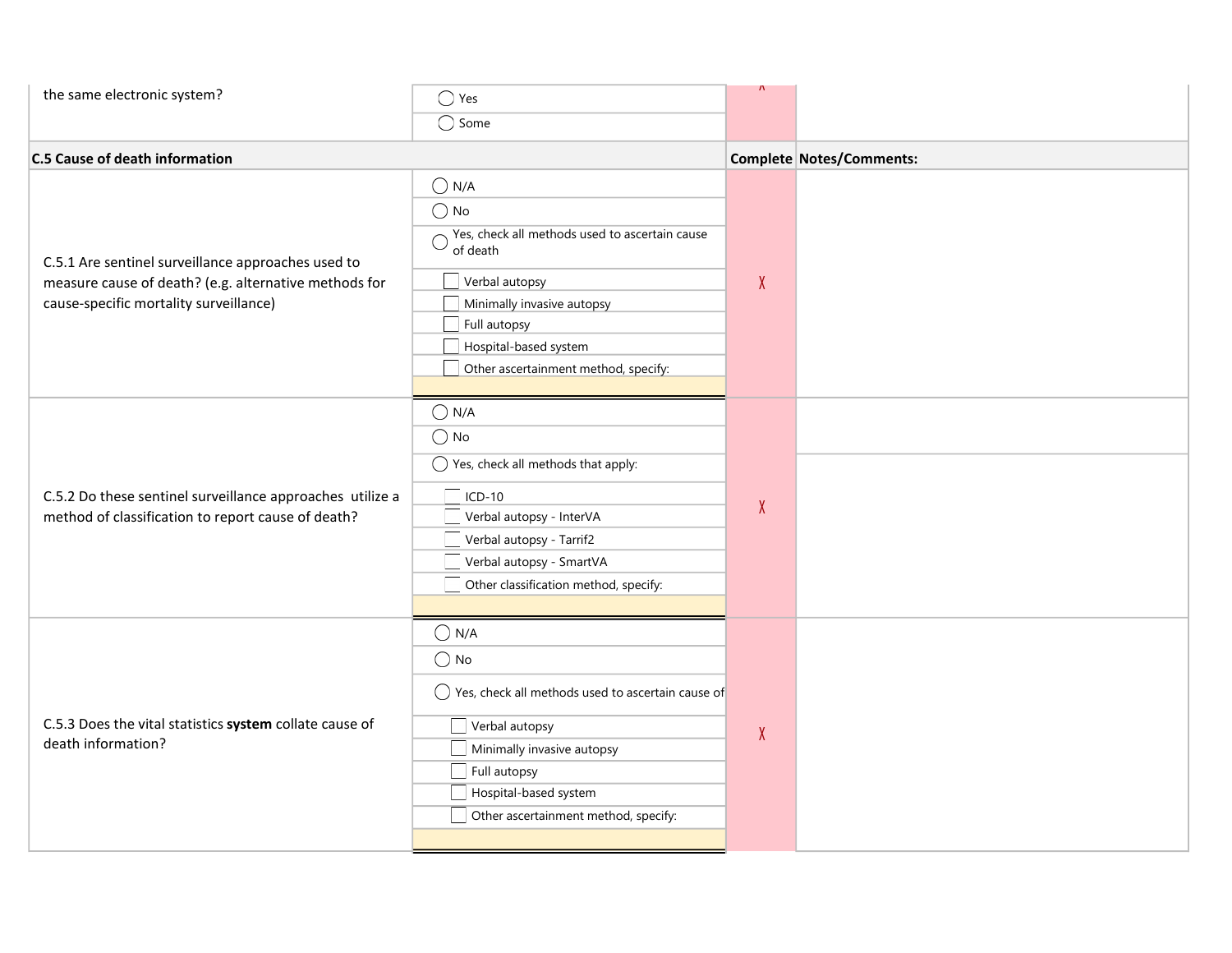| | | | |
|---|---|---|---|
| the same electronic system? | ◯ Yes<br>◯ Some | X | |

| C.5 Cause of death information | | Complete | Notes/Comments: |
|---|---|---|---|
| C.5.1 Are sentinel surveillance approaches used to measure cause of death? (e.g. alternative methods for cause-specific mortality surveillance) | ◯ N/A<br>◯ No<br>◯ Yes, check all methods used to ascertain cause of death<br>☐ Verbal autopsy<br>☐ Minimally invasive autopsy<br>☐ Full autopsy<br>☐ Hospital-based system<br>☐ Other ascertainment method, specify: | X | |
| C.5.2 Do these sentinel surveillance approaches utilize a method of classification to report cause of death? | ◯ N/A<br>◯ No<br>◯ Yes, check all methods that apply:<br>☐ ICD-10<br>☐ Verbal autopsy - InterVA<br>☐ Verbal autopsy - Tarrif2<br>☐ Verbal autopsy - SmartVA<br>☐ Other classification method, specify: | X | |
| C.5.3 Does the vital statistics **system** collate cause of death information? | ◯ N/A<br>◯ No<br>◯ Yes, check all methods used to ascertain cause of<br>☐ Verbal autopsy<br>☐ Minimally invasive autopsy<br>☐ Full autopsy<br>☐ Hospital-based system<br>☐ Other ascertainment method, specify: | X | |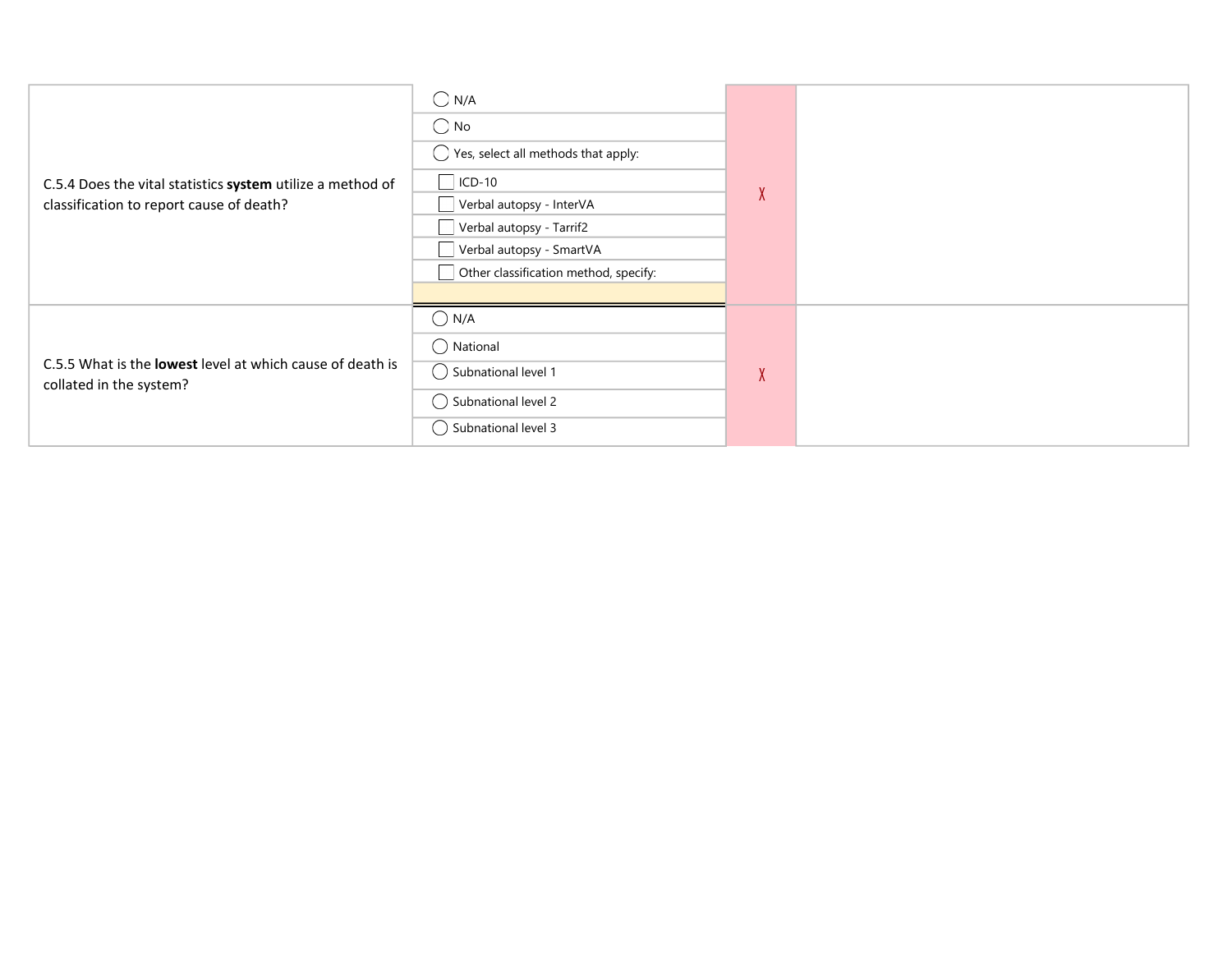| | | | |
|---|---|---|---|
| C.5.4 Does the vital statistics **system** utilize a method of classification to report cause of death? | ◯ N/A<br>◯ No<br>◯ Yes, select all methods that apply:<br>☐ ICD-10<br>☐ Verbal autopsy - InterVA<br>☐ Verbal autopsy - Tarrif2<br>☐ Verbal autopsy - SmartVA<br>☐ Other classification method, specify: | X | |
| C.5.5 What is the **lowest** level at which cause of death is collated in the system? | ◯ N/A<br>◯ National<br>◯ Subnational level 1<br>◯ Subnational level 2<br>◯ Subnational level 3 | X | |